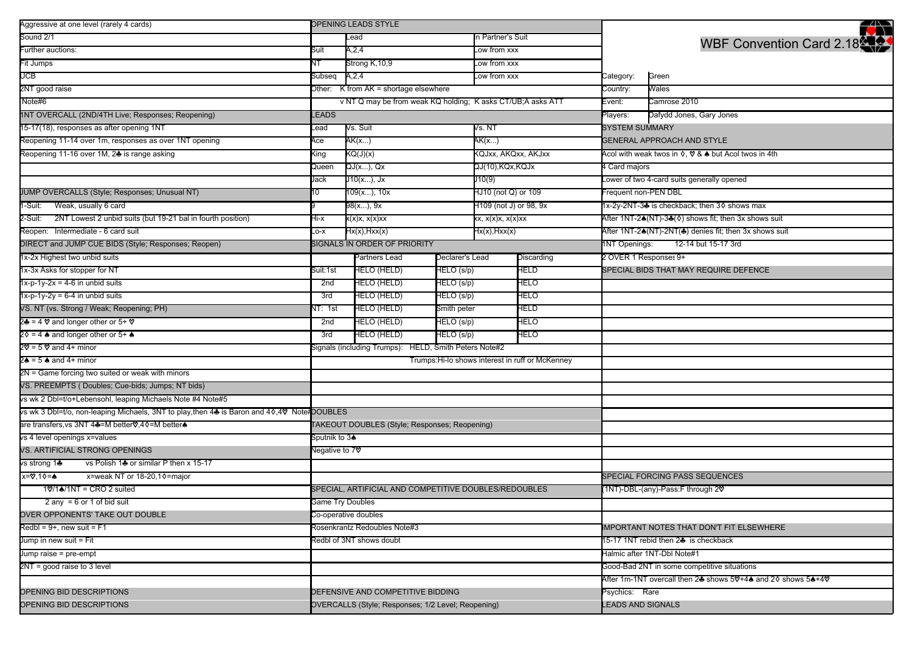Aggressive at one level (rarely 4 cards)
Sound 2/1
Further auctions:
Fit Jumps
UCB
2NT good raise
Note#6

## 1NT OVERCALL (2ND/4TH Live; Responses; Reopening)

15-17(18), responses as after opening 1NT
Reopening 11-14 over 1m, responses as over 1NT opening
Reopening 11-16 over 1M, 2♣ is range asking

## JUMP OVERCALLS (Style; Responses; Unusual NT)

1-Suit: Weak, usually 6 card
2-Suit: 2NT Lowest 2 unbid suits (but 19-21 bal in fourth position)
Reopen: Intermediate - 6 card suit

## DIRECT and JUMP CUE BIDS (Style; Responses; Reopen)

1x-2x Highest two unbid suits
1x-3x Asks for stopper for NT
1x-p-1y-2x = 4-6 in unbid suits
1x-p-1y-2y = 6-4 in unbid suits

## VS. NT (vs. Strong / Weak; Reopening; PH)

2♣ = 4 ♡ and longer other or 5+ ♡
2◊ = 4 ♠ and longer other or 5+ ♠
2♡ = 5 ♡ and 4+ minor
2♠ = 5 ♠ and 4+ minor
2N = Game forcing two suited or weak with minors

## VS. PREEMPTS ( Doubles; Cue-bids; Jumps; NT bids)

vs wk 2 Dbl=t/o+Lebensohl, leaping Michaels Note #4 Note#5
vs wk 3 Dbl=t/o, non-leaping Michaels, 3NT to play,then 4♣ is Baron and 4◊,4♡ Note#
are transfers,vs 3NT 4♣=M better♡,4◊=M better♠
vs 4 level openings x=values

## VS. ARTIFICIAL STRONG OPENINGS

vs strong 1♣ — vs Polish 1♣ or similar P then x 15-17
x=♡,1◊=♠ — x=weak NT or 18-20,1◊=major
1♡/1♠/1NT = CRO 2 suited
2 any = 6 or 1 of bid suit

## OVER OPPONENTS' TAKE OUT DOUBLE

Redbl = 9+, new suit = F1
Jump in new suit = Fit
Jump raise = pre-empt
2NT = good raise to 3 level

## OPENING BID DESCRIPTIONS

## OPENING BID DESCRIPTIONS

## OPENING LEADS STYLE

| | Lead | In Partner's Suit |
|---|---|---|
| Suit | A,2,4 | Low from xxx |
| NT | Strong K,10,9 | Low from xxx |
| Subseq | A,2,4 | Low from xxx |
| Other: | K from AK = shortage elsewhere | |
| | v NT Q may be from weak KQ holding; K asks CT/UB;A asks ATT | |

## LEADS

| Lead | Vs. Suit | Vs. NT |
|---|---|---|
| Ace | AK(x...) | AK(x...) |
| King | KQ(J)(x) | KQJxx, AKQxx, AKJxx |
| Queen | QJ(x...), Qx | QJ(10),KQx,KQJx |
| Jack | J10(x...), Jx | J10(9) |
| 10 | 109(x...), 10x | HJ10 (not Q) or 109 |
| 9 | 98(x...), 9x | H109 (not J) or 98, 9x |
| Hi-x | x(x)x, x(x)xx | xx, x(x)x, x(x)xx |
| Lo-x | Hx(x),Hxx(x) | Hx(x),Hxx(x) |

## SIGNALS IN ORDER OF PRIORITY

| | | Partners Lead | Declarer's Lead | Discarding |
|---|---|---|---|---|
| Suit: | 1st | HELO (HELD) | HELO (s/p) | HELD |
| | 2nd | HELO (HELD) | HELO (s/p) | HELO |
| | 3rd | HELO (HELD) | HELO (s/p) | HELO |
| NT: | 1st | HELO (HELD) | Smith peter | HELD |
| | 2nd | HELO (HELD) | HELO (s/p) | HELO |
| | 3rd | HELO (HELD) | HELO (s/p) | HELO |

Signals (including Trumps): HELD, Smith Peters Note#2
Trumps:Hi-lo shows interest in ruff or McKenney

## DOUBLES

## TAKEOUT DOUBLES (Style; Responses; Reopening)

Sputnik to 3♠
Negative to 7♡

## SPECIAL, ARTIFICIAL AND COMPETITIVE DOUBLES/REDOUBLES

Game Try Doubles
Co-operative doubles
Rosenkrantz Redoubles Note#3
Redbl of 3NT shows doubt

## DEFENSIVE AND COMPETITIVE BIDDING

## OVERCALLS (Style; Responses; 1/2 Level; Reopening)

# WBF Convention Card 2.18

| | |
|---|---|
| Category: | Green |
| Country: | Wales |
| Event: | Camrose 2010 |
| Players: | Dafydd Jones, Gary Jones |

## SYSTEM SUMMARY

## GENERAL APPROACH AND STYLE

Acol with weak twos in ◊, ♡ & ♠ but Acol twos in 4th
4 Card majors
Lower of two 4-card suits generally opened
Frequent non-PEN DBL
1x-2y-2NT-3♣ is checkback; then 3◊ shows max
After 1NT-2♠(NT)-3♣(◊) shows fit; then 3x shows suit
After 1NT-2♠(NT)-2NT(♣) denies fit; then 3x shows suit
1NT Openings: 12-14 but 15-17 3rd
2 OVER 1 Responses 9+

## SPECIAL BIDS THAT MAY REQUIRE DEFENCE

## SPECIAL FORCING PASS SEQUENCES

(1NT)-DBL-(any)-Pass:F through 2♡

## IMPORTANT NOTES THAT DON'T FIT ELSEWHERE

15-17 1NT rebid then 2♣ is checkback
Halmic after 1NT-Dbl Note#1
Good-Bad 2NT in some competitive situations
After 1m-1NT overcall then 2♣ shows 5♡+4♠ and 2◊ shows 5♠+4♡
Psychics: Rare

## LEADS AND SIGNALS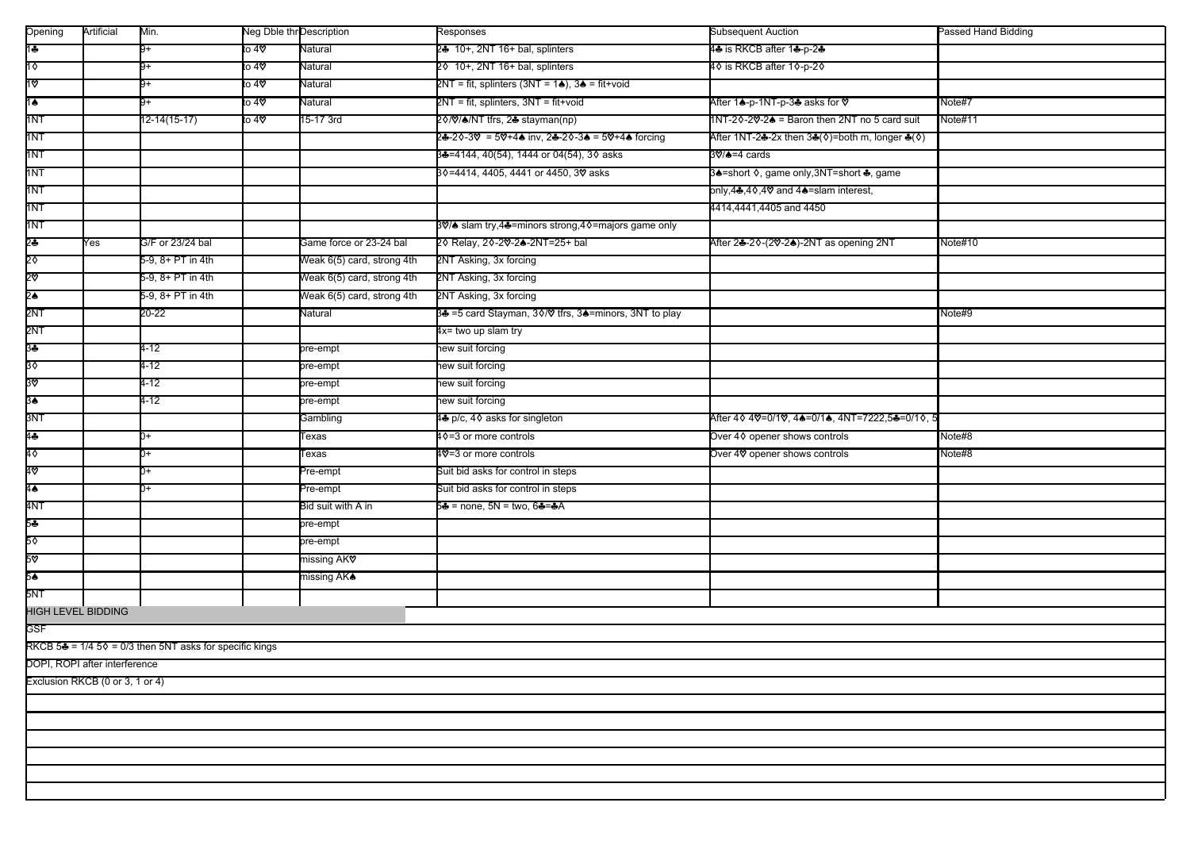| Opening | Artificial | Min. | Neg Dble thr | Description | Responses | Subsequent Auction | Passed Hand Bidding |
|---|---|---|---|---|---|---|---|
| 1♣ | | 9+ | to 4♡ | Natural | 2♣ 10+, 2NT 16+ bal, splinters | 4♣ is RKCB after 1♣-p-2♣ | |
| 1♢ | | 9+ | to 4♡ | Natural | 2♢ 10+, 2NT 16+ bal, splinters | 4♢ is RKCB after 1♢-p-2♢ | |
| 1♡ | | 9+ | to 4♡ | Natural | 2NT = fit, splinters (3NT = 1♠), 3♠ = fit+void | | |
| 1♠ | | 9+ | to 4♡ | Natural | 2NT = fit, splinters, 3NT = fit+void | After 1♠-p-1NT-p-3♣ asks for ♡ | Note#7 |
| 1NT | | 12-14(15-17) | to 4♡ | 15-17 3rd | 2♢/♡/♠/NT tfrs, 2♣ stayman(np) | 1NT-2♢-2♡-2♠ = Baron then 2NT no 5 card suit | Note#11 |
| 1NT | | | | | 2♣-2♢-3♡ = 5♡+4♠ inv, 2♣-2♢-3♠ = 5♡+4♠ forcing | After 1NT-2♣-2x then 3♣(♢)=both m, longer ♣(♢) | |
| 1NT | | | | | 3♣=4144, 40(54), 1444 or 04(54), 3♢ asks | 3♡/♠=4 cards | |
| 1NT | | | | | 3♢=4414, 4405, 4441 or 4450, 3♡ asks | 3♠=short ♢, game only,3NT=short ♣, game | |
| 1NT | | | | | | only,4♣,4♢,4♡ and 4♠=slam interest, | |
| 1NT | | | | | | 4414,4441,4405 and 4450 | |
| 1NT | | | | | 3♡/♠ slam try,4♣=minors strong,4♢=majors game only | | |
| 2♣ | Yes | G/F or 23/24 bal | | Game force or 23-24 bal | 2♢ Relay, 2♢-2♡-2♠-2NT=25+ bal | After 2♣-2♢-(2♡-2♠)-2NT as opening 2NT | Note#10 |
| 2♢ | | 5-9, 8+ PT in 4th | | Weak 6(5) card, strong 4th | 2NT Asking, 3x forcing | | |
| 2♡ | | 5-9, 8+ PT in 4th | | Weak 6(5) card, strong 4th | 2NT Asking, 3x forcing | | |
| 2♠ | | 5-9, 8+ PT in 4th | | Weak 6(5) card, strong 4th | 2NT Asking, 3x forcing | | |
| 2NT | | 20-22 | | Natural | 3♣ =5 card Stayman, 3♢/♡ tfrs, 3♠=minors, 3NT to play | | Note#9 |
| 2NT | | | | | 4x= two up slam try | | |
| 3♣ | | 4-12 | | pre-empt | new suit forcing | | |
| 3♢ | | 4-12 | | pre-empt | new suit forcing | | |
| 3♡ | | 4-12 | | pre-empt | new suit forcing | | |
| 3♠ | | 4-12 | | pre-empt | new suit forcing | | |
| 3NT | | | | Gambling | 4♣ p/c, 4♢ asks for singleton | After 4♢ 4♡=0/1♡, 4♠=0/1♠, 4NT=7222,5♣=0/1♢, 5 | |
| 4♣ | | 0+ | | Texas | 4♢=3 or more controls | Over 4♢ opener shows controls | Note#8 |
| 4♢ | | 0+ | | Texas | 4♡=3 or more controls | Over 4♡ opener shows controls | Note#8 |
| 4♡ | | 0+ | | Pre-empt | Suit bid asks for control in steps | | |
| 4♠ | | 0+ | | Pre-empt | Suit bid asks for control in steps | | |
| 4NT | | | | Bid suit with A in | 5♣ = none, 5N = two, 6♣=♣A | | |
| 5♣ | | | | pre-empt | | | |
| 5♢ | | | | pre-empt | | | |
| 5♡ | | | | missing AK♡ | | | |
| 5♠ | | | | missing AK♠ | | | |
| 5NT | | | | | | | |

HIGH LEVEL BIDDING

GSF

RKCB 5♣ = 1/4 5♢ = 0/3 then 5NT asks for specific kings

DOPI, ROPI after interference

Exclusion RKCB (0 or 3, 1 or 4)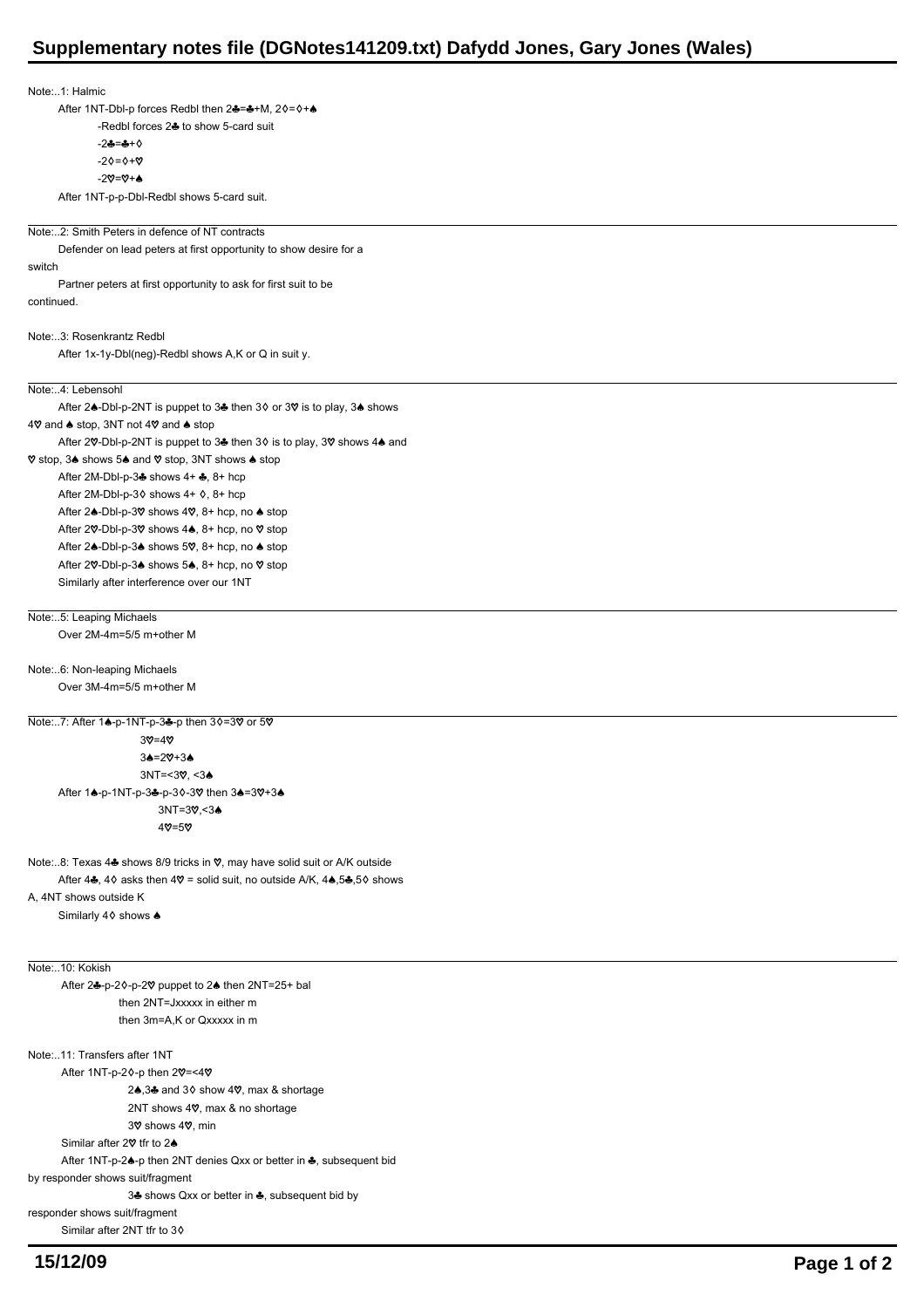# Supplementary notes file (DGNotes141209.txt) Dafydd Jones, Gary Jones (Wales)

Note:..1: Halmic

After 1NT-Dbl-p forces Redbl then 2♣=♣+M, 2♢=♢+♠

-Redbl forces 2♣ to show 5-card suit

-2♣=♣+♢

-2♢=♢+♡

-2♡=♡+♠

After 1NT-p-p-Dbl-Redbl shows 5-card suit.

Note:..2: Smith Peters in defence of NT contracts

Defender on lead peters at first opportunity to show desire for a switch

Partner peters at first opportunity to ask for first suit to be continued.

Note:..3: Rosenkrantz Redbl

After 1x-1y-Dbl(neg)-Redbl shows A,K or Q in suit y.

Note:..4: Lebensohl

After 2♠-Dbl-p-2NT is puppet to 3♣ then 3♢ or 3♡ is to play, 3♠ shows 4♡ and ♠ stop, 3NT not 4♡ and ♠ stop

After 2♡-Dbl-p-2NT is puppet to 3♣ then 3♢ is to play, 3♡ shows 4♠ and ♡ stop, 3♠ shows 5♠ and ♡ stop, 3NT shows ♠ stop

After 2M-Dbl-p-3♣ shows 4+ ♣, 8+ hcp

After 2M-Dbl-p-3♢ shows 4+ ♢, 8+ hcp

After 2♠-Dbl-p-3♡ shows 4♡, 8+ hcp, no ♠ stop

After 2♡-Dbl-p-3♡ shows 4♠, 8+ hcp, no ♡ stop

After 2♠-Dbl-p-3♠ shows 5♡, 8+ hcp, no ♠ stop

After 2♡-Dbl-p-3♠ shows 5♠, 8+ hcp, no ♡ stop

Similarly after interference over our 1NT

Note:..5: Leaping Michaels

Over 2M-4m=5/5 m+other M

Note:..6: Non-leaping Michaels

Over 3M-4m=5/5 m+other M

Note:..7: After 1♠-p-1NT-p-3♣-p then 3♢=3♡ or 5♡

3♡=4♡

3♠=2♡+3♠

3NT=<3♡, <3♠

After 1♠-p-1NT-p-3♣-p-3♢-3♡ then 3♠=3♡+3♠

3NT=3♡,<3♠

4♡=5♡

Note:..8: Texas 4♣ shows 8/9 tricks in ♡, may have solid suit or A/K outside

After 4♣, 4♢ asks then 4♡ = solid suit, no outside A/K, 4♠,5♣,5♢ shows A, 4NT shows outside K

Similarly 4♢ shows ♠

Note:..10: Kokish

After 2♣-p-2♢-p-2♡ puppet to 2♠ then 2NT=25+ bal

then 2NT=Jxxxxx in either m

then 3m=A,K or Qxxxxx in m

Note:..11: Transfers after 1NT

After 1NT-p-2♢-p then 2♡=<4♡

2♠,3♣ and 3♢ show 4♡, max & shortage

2NT shows 4♡, max & no shortage

3♡ shows 4♡, min

Similar after 2♡ tfr to 2♠

After 1NT-p-2♠-p then 2NT denies Qxx or better in ♣, subsequent bid by responder shows suit/fragment

3♣ shows Qxx or better in ♣, subsequent bid by responder shows suit/fragment

Similar after 2NT tfr to 3♢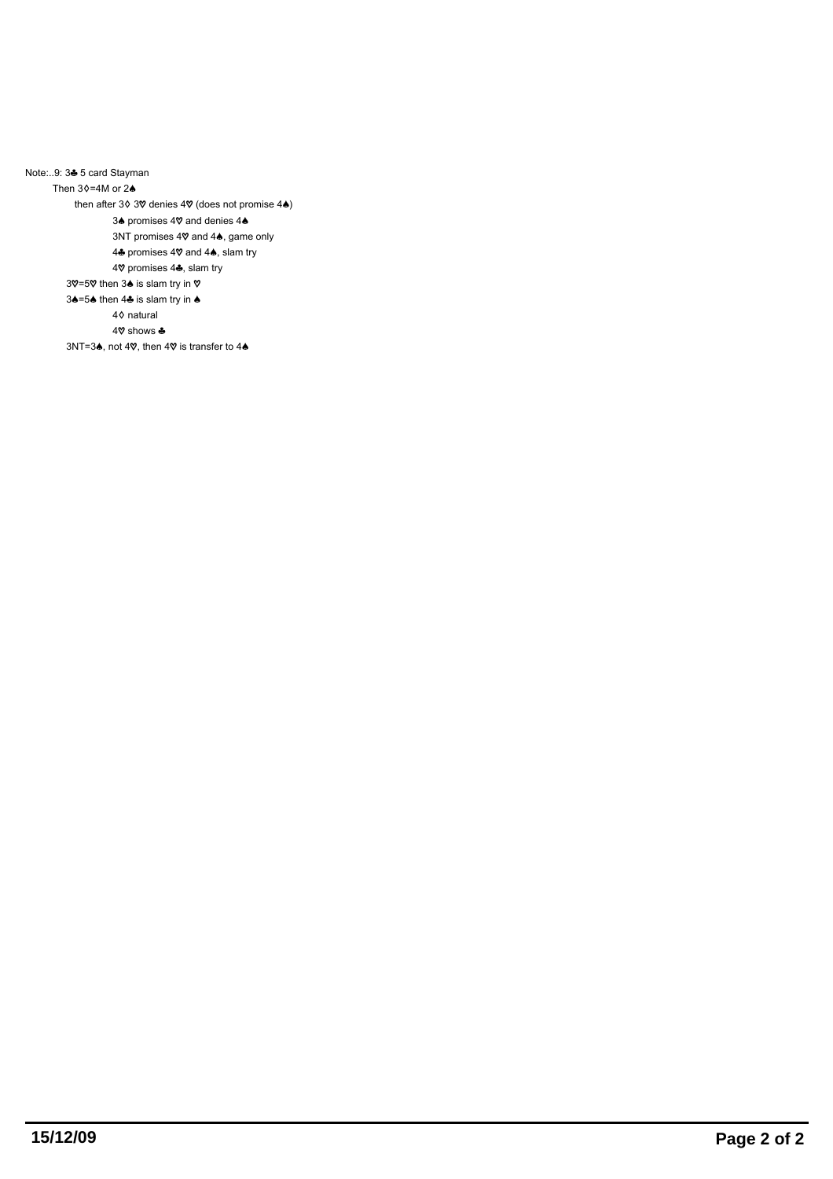Note:..9: 3♣ 5 card Stayman

- Then 3◊=4M or 2♠
  - then after 3◊ 3♡ denies 4♡ (does not promise 4♠)
    - 3♠ promises 4♡ and denies 4♠
    - 3NT promises 4♡ and 4♠, game only
    - 4♣ promises 4♡ and 4♠, slam try
    - 4♡ promises 4♣, slam try
- 3♡=5♡ then 3♠ is slam try in ♡
- 3♠=5♠ then 4♣ is slam try in ♠
  - 4◊ natural
  - 4♡ shows ♣
- 3NT=3♠, not 4♡, then 4♡ is transfer to 4♠

15/12/09